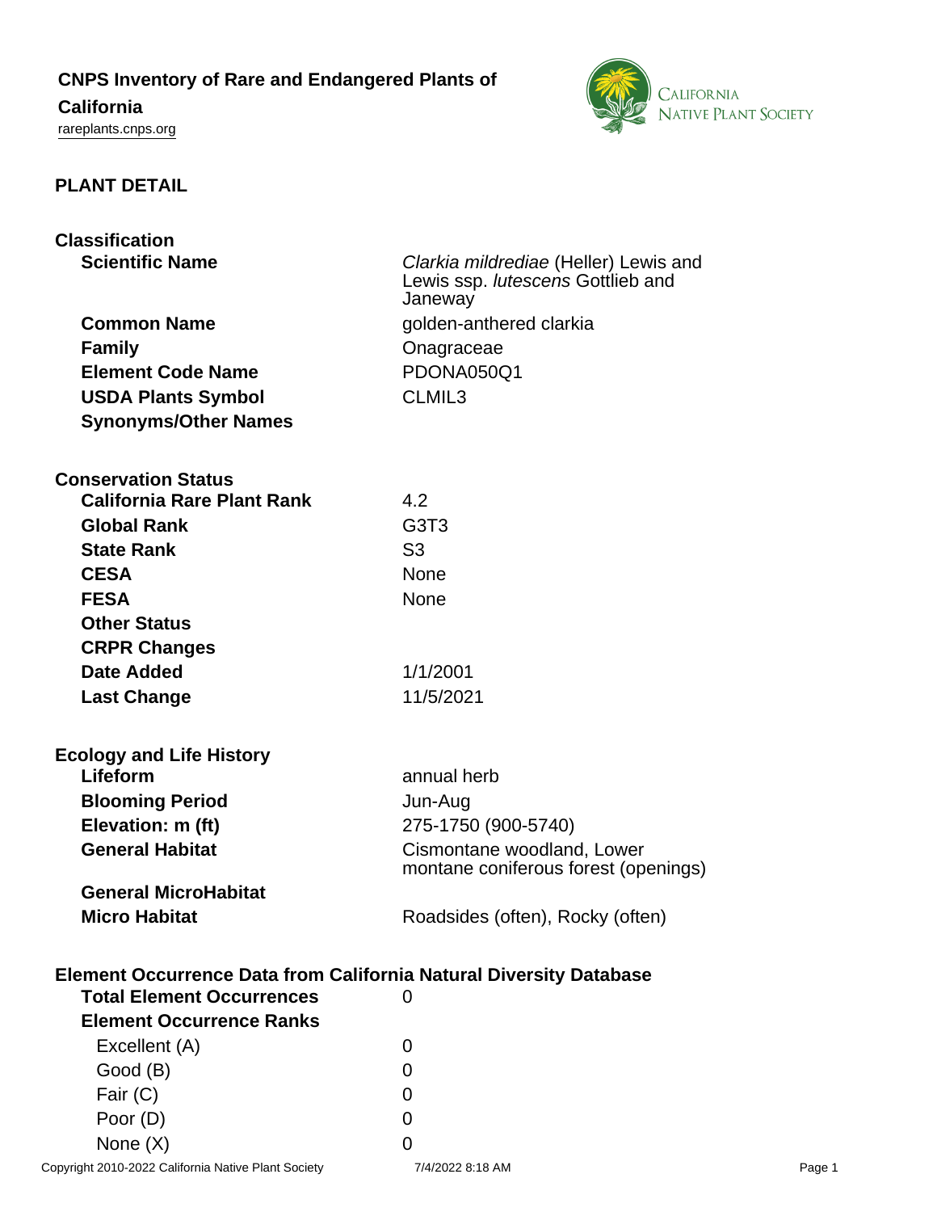# CNPS Inventory of Rare and Endangered Plants of California

rareplants.cnps.org

## PLANT DETAIL

### Classification

| | |
|---|---|
| **Scientific Name** | *Clarkia mildrediae* (Heller) Lewis and Lewis ssp. *lutescens* Gottlieb and Janeway |
| **Common Name** | golden-anthered clarkia |
| **Family** | Onagraceae |
| **Element Code Name** | PDONA050Q1 |
| **USDA Plants Symbol** | CLMIL3 |
| **Synonyms/Other Names** | |

### Conservation Status

| | |
|---|---|
| **California Rare Plant Rank** | 4.2 |
| **Global Rank** | G3T3 |
| **State Rank** | S3 |
| **CESA** | None |
| **FESA** | None |
| **Other Status** | |
| **CRPR Changes** | |
| **Date Added** | 1/1/2001 |
| **Last Change** | 11/5/2021 |

### Ecology and Life History

| | |
|---|---|
| **Lifeform** | annual herb |
| **Blooming Period** | Jun-Aug |
| **Elevation: m (ft)** | 275-1750 (900-5740) |
| **General Habitat** | Cismontane woodland, Lower montane coniferous forest (openings) |
| **General MicroHabitat** | |
| **Micro Habitat** | Roadsides (often), Rocky (often) |

### Element Occurrence Data from California Natural Diversity Database

| | |
|---|---|
| **Total Element Occurrences** | 0 |
| **Element Occurrence Ranks** | |
| Excellent (A) | 0 |
| Good (B) | 0 |
| Fair (C) | 0 |
| Poor (D) | 0 |
| None (X) | 0 |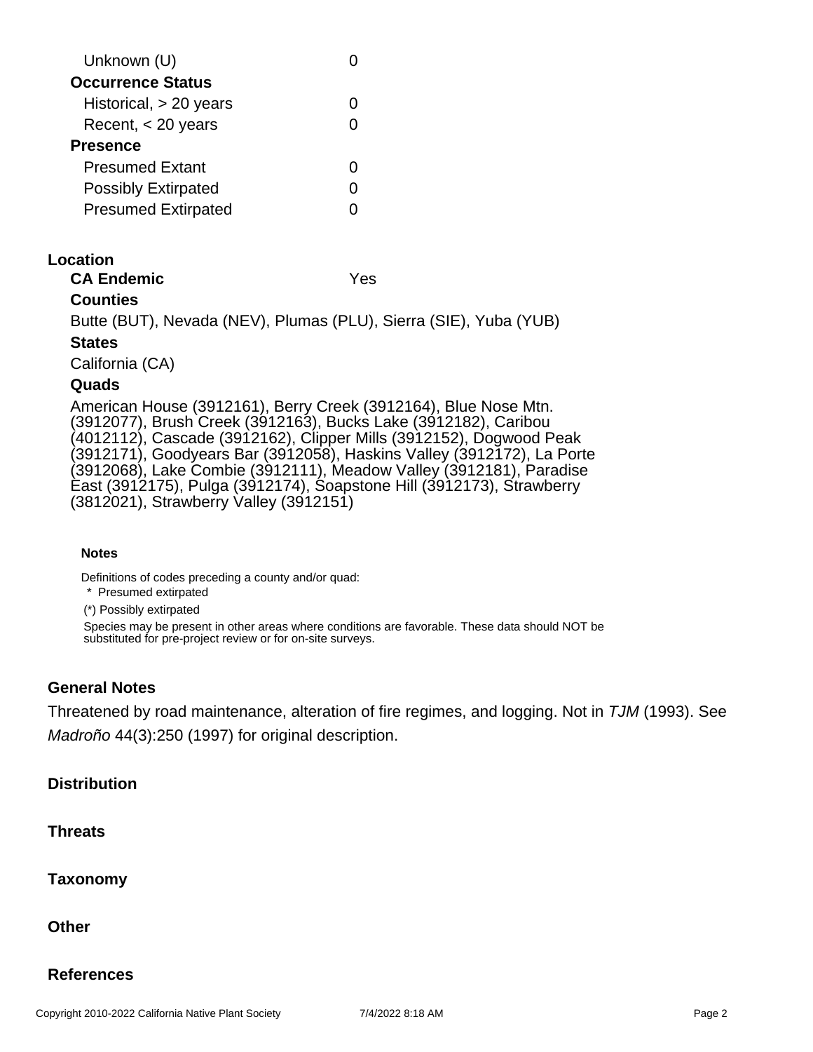| | |
|---|---|
| Unknown (U) | 0 |
| **Occurrence Status** | |
| Historical, > 20 years | 0 |
| Recent, < 20 years | 0 |
| **Presence** | |
| Presumed Extant | 0 |
| Possibly Extirpated | 0 |
| Presumed Extirpated | 0 |

## Location

**CA Endemic** Yes

**Counties**

Butte (BUT), Nevada (NEV), Plumas (PLU), Sierra (SIE), Yuba (YUB)

**States**

California (CA)

**Quads**

American House (3912161), Berry Creek (3912164), Blue Nose Mtn. (3912077), Brush Creek (3912163), Bucks Lake (3912182), Caribou (4012112), Cascade (3912162), Clipper Mills (3912152), Dogwood Peak (3912171), Goodyears Bar (3912058), Haskins Valley (3912172), La Porte (3912068), Lake Combie (3912111), Meadow Valley (3912181), Paradise East (3912175), Pulga (3912174), Soapstone Hill (3912173), Strawberry (3812021), Strawberry Valley (3912151)

**Notes**

Definitions of codes preceding a county and/or quad:

\* Presumed extirpated

(*) Possibly extirpated

Species may be present in other areas where conditions are favorable. These data should NOT be substituted for pre-project review or for on-site surveys.

## General Notes

Threatened by road maintenance, alteration of fire regimes, and logging. Not in *TJM* (1993). See *Madroño* 44(3):250 (1997) for original description.

## Distribution

## Threats

## Taxonomy

## Other

## References